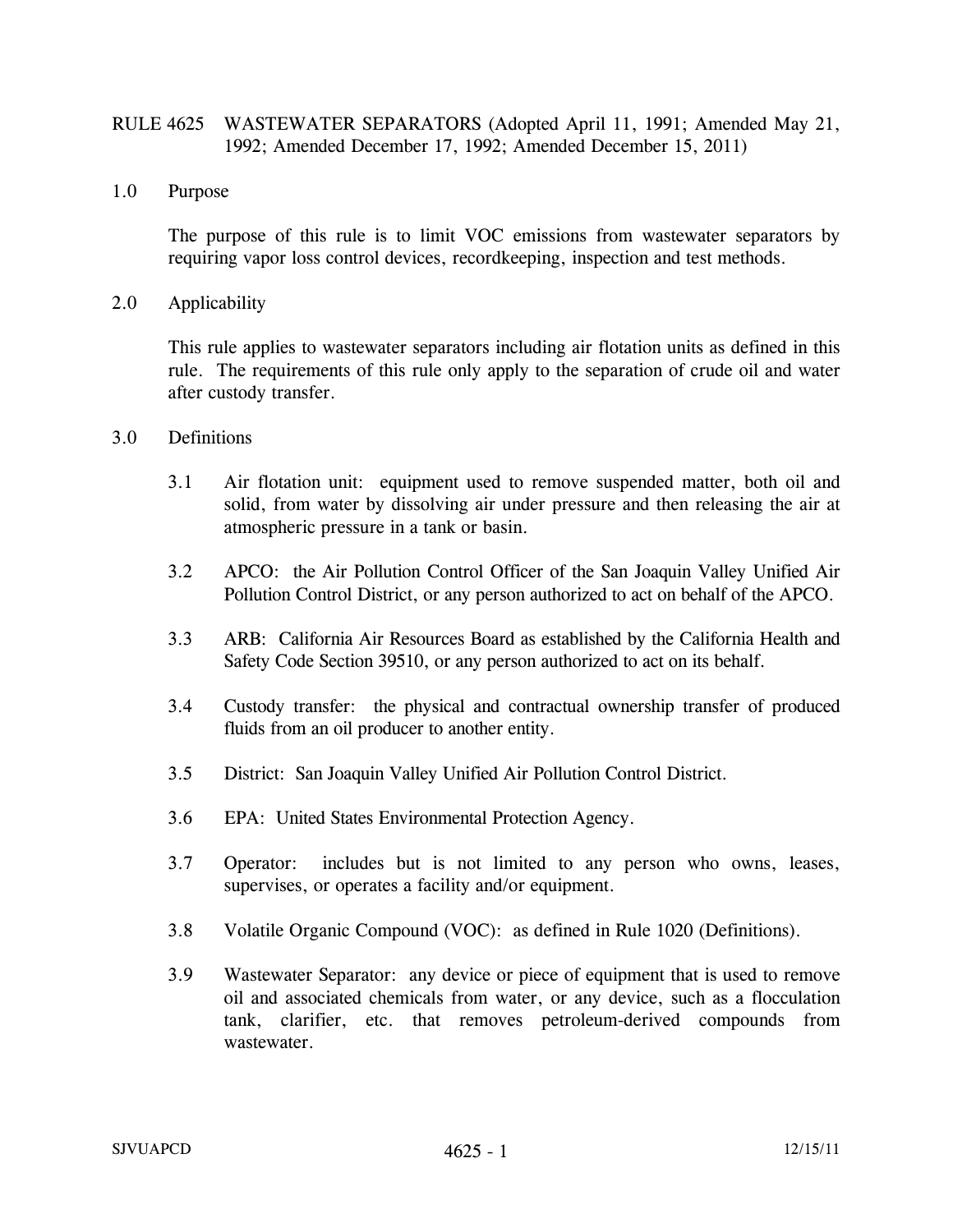# RULE 4625 WASTEWATER SEPARATORS (Adopted April 11, 1991; Amended May 21, 1992; Amended December 17, 1992; Amended December 15, 2011)

## 1.0 Purpose

The purpose of this rule is to limit VOC emissions from wastewater separators by requiring vapor loss control devices, recordkeeping, inspection and test methods.

## 2.0 Applicability

This rule applies to wastewater separators including air flotation units as defined in this rule. The requirements of this rule only apply to the separation of crude oil and water after custody transfer.

## 3.0 Definitions

3.1 Air flotation unit: equipment used to remove suspended matter, both oil and solid, from water by dissolving air under pressure and then releasing the air at atmospheric pressure in a tank or basin.

3.2 APCO: the Air Pollution Control Officer of the San Joaquin Valley Unified Air Pollution Control District, or any person authorized to act on behalf of the APCO.

3.3 ARB: California Air Resources Board as established by the California Health and Safety Code Section 39510, or any person authorized to act on its behalf.

3.4 Custody transfer: the physical and contractual ownership transfer of produced fluids from an oil producer to another entity.

3.5 District: San Joaquin Valley Unified Air Pollution Control District.

3.6 EPA: United States Environmental Protection Agency.

3.7 Operator: includes but is not limited to any person who owns, leases, supervises, or operates a facility and/or equipment.

3.8 Volatile Organic Compound (VOC): as defined in Rule 1020 (Definitions).

3.9 Wastewater Separator: any device or piece of equipment that is used to remove oil and associated chemicals from water, or any device, such as a flocculation tank, clarifier, etc. that removes petroleum-derived compounds from wastewater.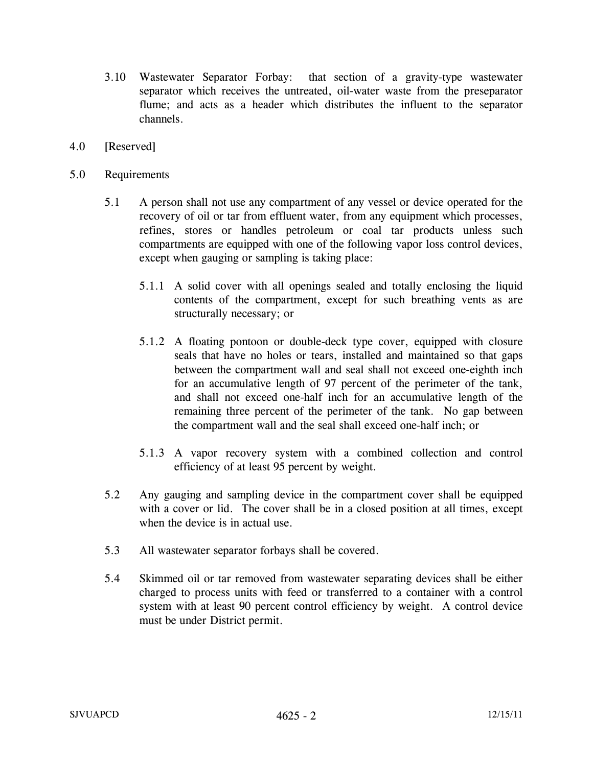3.10 Wastewater Separator Forbay: that section of a gravity-type wastewater separator which receives the untreated, oil-water waste from the preseparator flume; and acts as a header which distributes the influent to the separator channels.

## 4.0 [Reserved]

## 5.0 Requirements

5.1 A person shall not use any compartment of any vessel or device operated for the recovery of oil or tar from effluent water, from any equipment which processes, refines, stores or handles petroleum or coal tar products unless such compartments are equipped with one of the following vapor loss control devices, except when gauging or sampling is taking place:

5.1.1 A solid cover with all openings sealed and totally enclosing the liquid contents of the compartment, except for such breathing vents as are structurally necessary; or

5.1.2 A floating pontoon or double-deck type cover, equipped with closure seals that have no holes or tears, installed and maintained so that gaps between the compartment wall and seal shall not exceed one-eighth inch for an accumulative length of 97 percent of the perimeter of the tank, and shall not exceed one-half inch for an accumulative length of the remaining three percent of the perimeter of the tank. No gap between the compartment wall and the seal shall exceed one-half inch; or

5.1.3 A vapor recovery system with a combined collection and control efficiency of at least 95 percent by weight.

5.2 Any gauging and sampling device in the compartment cover shall be equipped with a cover or lid. The cover shall be in a closed position at all times, except when the device is in actual use.

5.3 All wastewater separator forbays shall be covered.

5.4 Skimmed oil or tar removed from wastewater separating devices shall be either charged to process units with feed or transferred to a container with a control system with at least 90 percent control efficiency by weight. A control device must be under District permit.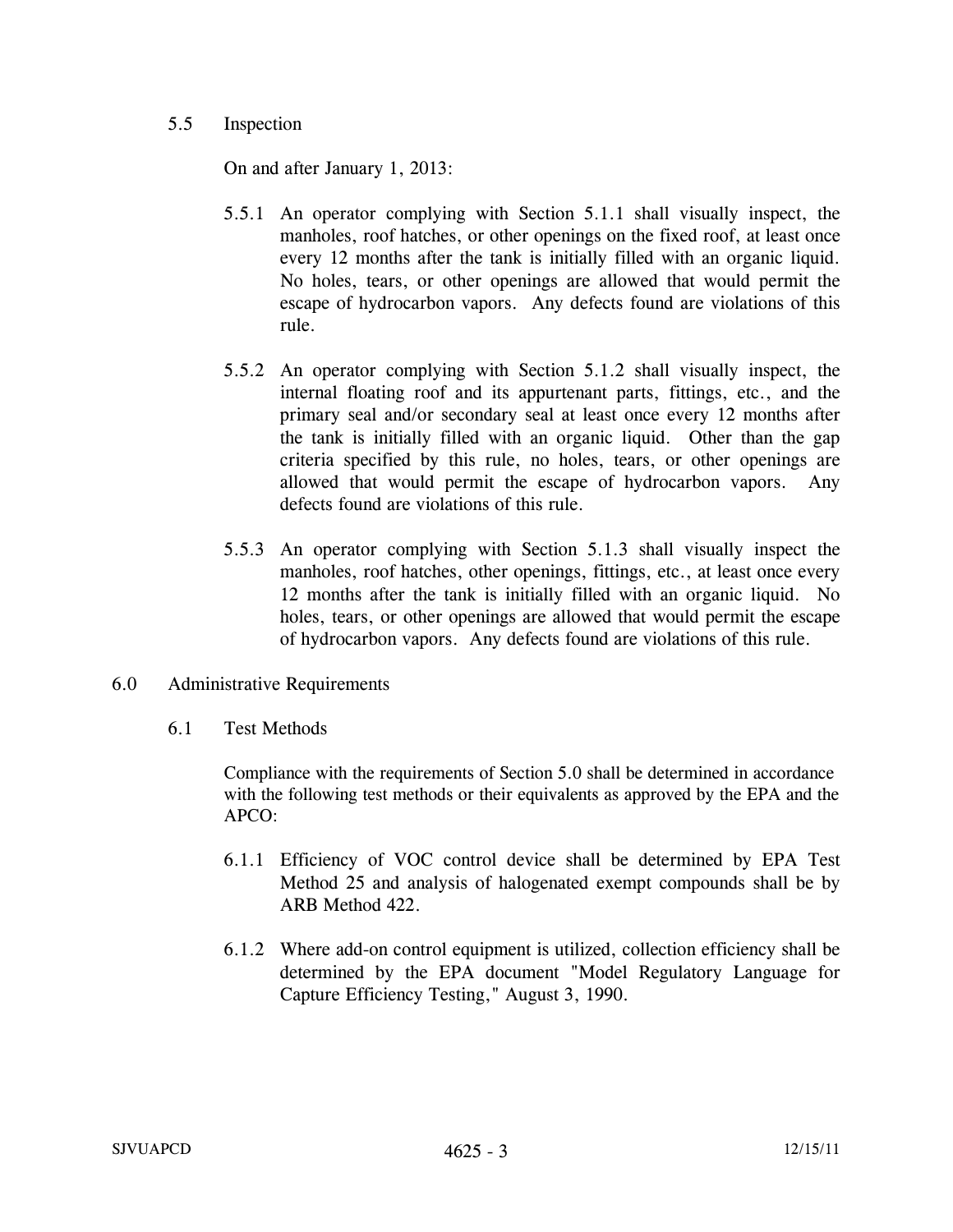### 5.5 Inspection

On and after January 1, 2013:

5.5.1 An operator complying with Section 5.1.1 shall visually inspect, the manholes, roof hatches, or other openings on the fixed roof, at least once every 12 months after the tank is initially filled with an organic liquid. No holes, tears, or other openings are allowed that would permit the escape of hydrocarbon vapors. Any defects found are violations of this rule.

5.5.2 An operator complying with Section 5.1.2 shall visually inspect, the internal floating roof and its appurtenant parts, fittings, etc., and the primary seal and/or secondary seal at least once every 12 months after the tank is initially filled with an organic liquid. Other than the gap criteria specified by this rule, no holes, tears, or other openings are allowed that would permit the escape of hydrocarbon vapors. Any defects found are violations of this rule.

5.5.3 An operator complying with Section 5.1.3 shall visually inspect the manholes, roof hatches, other openings, fittings, etc., at least once every 12 months after the tank is initially filled with an organic liquid. No holes, tears, or other openings are allowed that would permit the escape of hydrocarbon vapors. Any defects found are violations of this rule.

## 6.0 Administrative Requirements

### 6.1 Test Methods

Compliance with the requirements of Section 5.0 shall be determined in accordance with the following test methods or their equivalents as approved by the EPA and the APCO:

6.1.1 Efficiency of VOC control device shall be determined by EPA Test Method 25 and analysis of halogenated exempt compounds shall be by ARB Method 422.

6.1.2 Where add-on control equipment is utilized, collection efficiency shall be determined by the EPA document "Model Regulatory Language for Capture Efficiency Testing," August 3, 1990.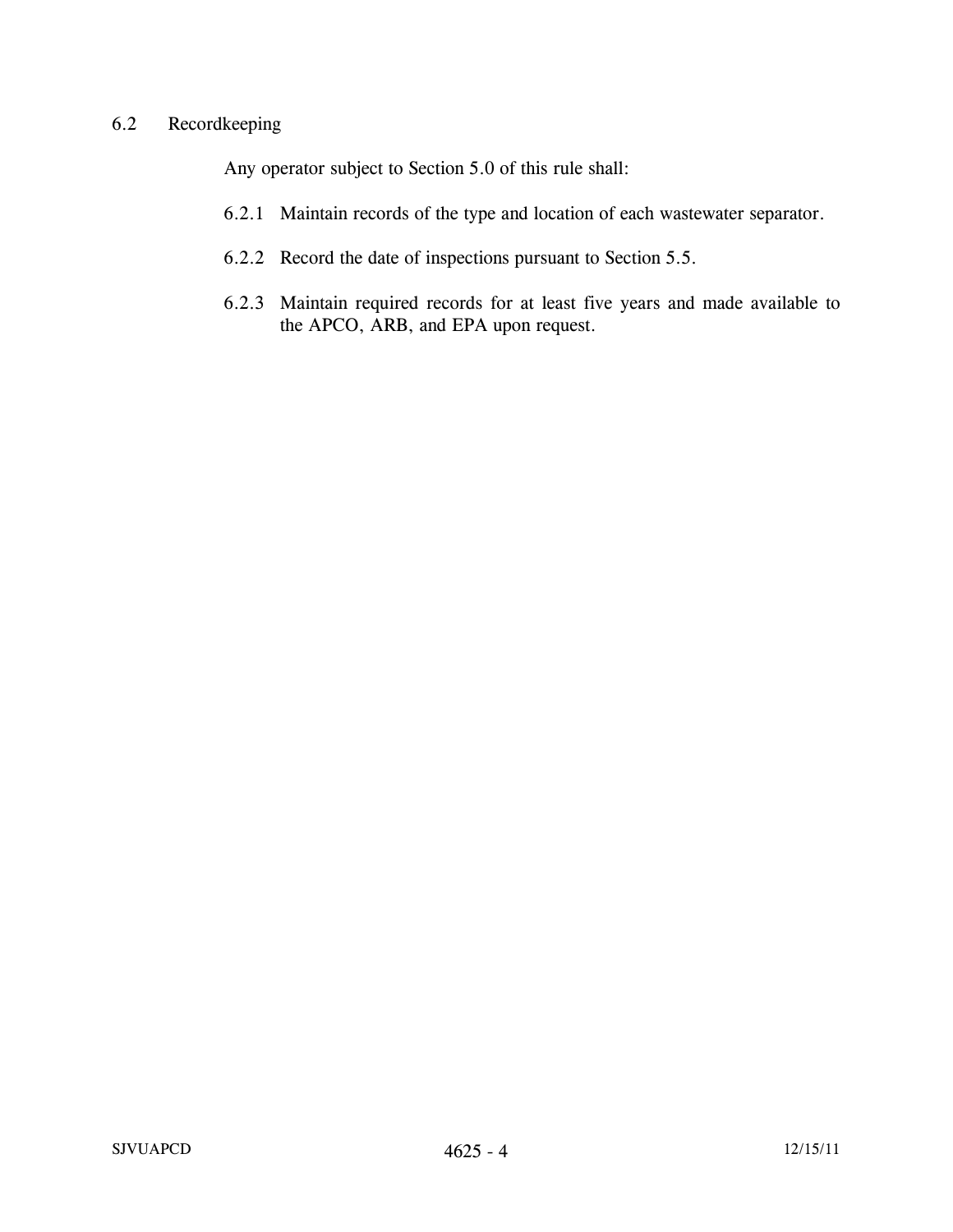### 6.2 Recordkeeping

Any operator subject to Section 5.0 of this rule shall:

6.2.1 Maintain records of the type and location of each wastewater separator.

6.2.2 Record the date of inspections pursuant to Section 5.5.

6.2.3 Maintain required records for at least five years and made available to the APCO, ARB, and EPA upon request.